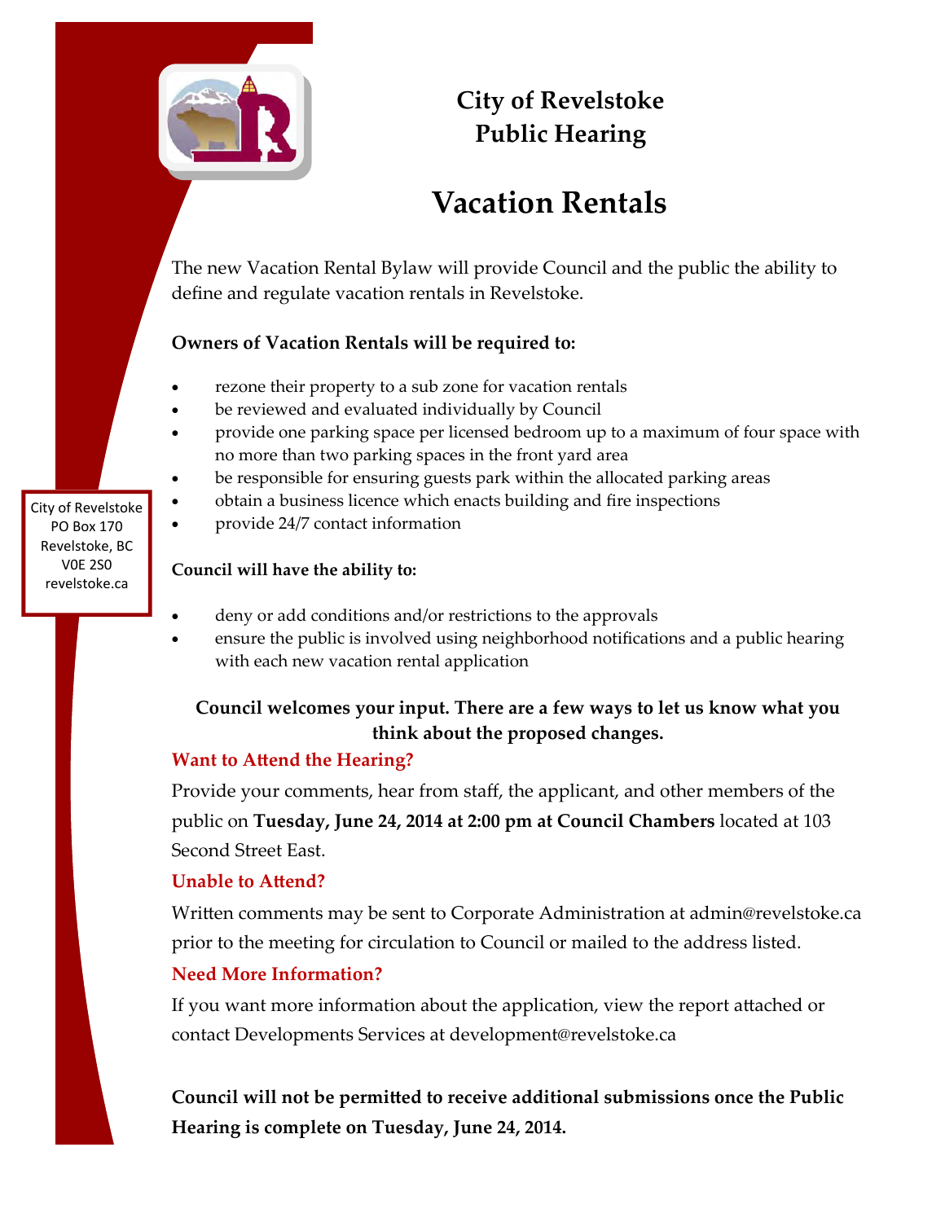# City of Revelstoke Public Hearing

## Vacation Rentals

The new Vacation Rental Bylaw will provide Council and the public the ability to define and regulate vacation rentals in Revelstoke.

**Owners of Vacation Rentals will be required to:**

- rezone their property to a sub zone for vacation rentals
- be reviewed and evaluated individually by Council
- provide one parking space per licensed bedroom up to a maximum of four space with no more than two parking spaces in the front yard area
- be responsible for ensuring guests park within the allocated parking areas
- obtain a business licence which enacts building and fire inspections
- provide 24/7 contact information

**Council will have the ability to:**

- deny or add conditions and/or restrictions to the approvals
- ensure the public is involved using neighborhood notifications and a public hearing with each new vacation rental application

**Council welcomes your input. There are a few ways to let us know what you think about the proposed changes.**

### Want to Attend the Hearing?

Provide your comments, hear from staff, the applicant, and other members of the public on **Tuesday, June 24, 2014 at 2:00 pm at Council Chambers** located at 103 Second Street East.

### Unable to Attend?

Written comments may be sent to Corporate Administration at admin@revelstoke.ca prior to the meeting for circulation to Council or mailed to the address listed.

### Need More Information?

If you want more information about the application, view the report attached or contact Developments Services at development@revelstoke.ca

**Council will not be permitted to receive additional submissions once the Public Hearing is complete on Tuesday, June 24, 2014.**

City of Revelstoke
PO Box 170
Revelstoke, BC
V0E 2S0
revelstoke.ca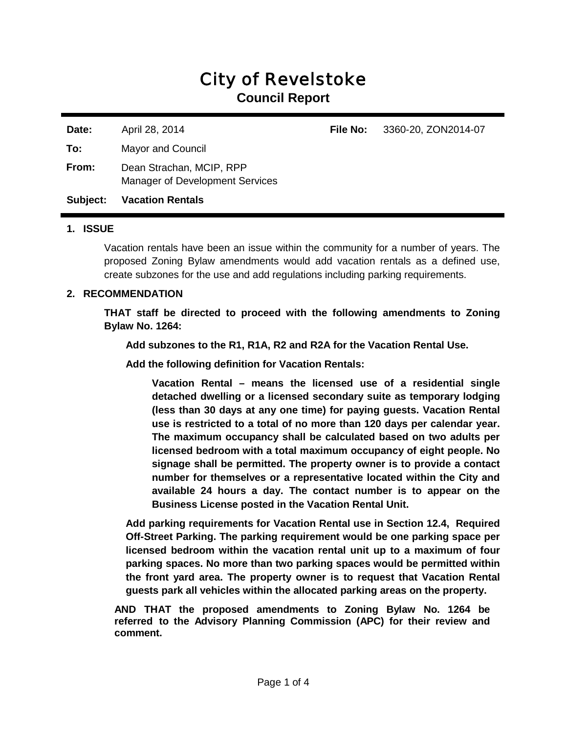# City of Revelstoke

## Council Report

| | | | |
|---|---|---|---|
| **Date:** | April 28, 2014 | **File No:** | 3360-20, ZON2014-07 |
| **To:** | Mayor and Council | | |
| **From:** | Dean Strachan, MCIP, RPP<br>Manager of Development Services | | |
| **Subject:** | **Vacation Rentals** | | |

### 1. ISSUE

Vacation rentals have been an issue within the community for a number of years. The proposed Zoning Bylaw amendments would add vacation rentals as a defined use, create subzones for the use and add regulations including parking requirements.

### 2. RECOMMENDATION

**THAT staff be directed to proceed with the following amendments to Zoning Bylaw No. 1264:**

**Add subzones to the R1, R1A, R2 and R2A for the Vacation Rental Use.**

**Add the following definition for Vacation Rentals:**

**Vacation Rental – means the licensed use of a residential single detached dwelling or a licensed secondary suite as temporary lodging (less than 30 days at any one time) for paying guests. Vacation Rental use is restricted to a total of no more than 120 days per calendar year. The maximum occupancy shall be calculated based on two adults per licensed bedroom with a total maximum occupancy of eight people. No signage shall be permitted. The property owner is to provide a contact number for themselves or a representative located within the City and available 24 hours a day. The contact number is to appear on the Business License posted in the Vacation Rental Unit.**

**Add parking requirements for Vacation Rental use in Section 12.4, Required Off-Street Parking. The parking requirement would be one parking space per licensed bedroom within the vacation rental unit up to a maximum of four parking spaces. No more than two parking spaces would be permitted within the front yard area. The property owner is to request that Vacation Rental guests park all vehicles within the allocated parking areas on the property.**

**AND THAT the proposed amendments to Zoning Bylaw No. 1264 be referred to the Advisory Planning Commission (APC) for their review and comment.**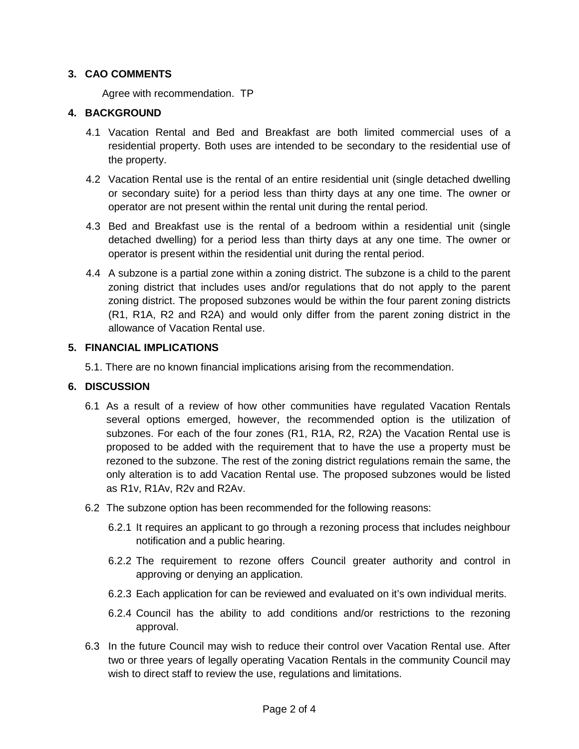## 3. CAO COMMENTS

Agree with recommendation. TP

## 4. BACKGROUND

4.1 Vacation Rental and Bed and Breakfast are both limited commercial uses of a residential property. Both uses are intended to be secondary to the residential use of the property.

4.2 Vacation Rental use is the rental of an entire residential unit (single detached dwelling or secondary suite) for a period less than thirty days at any one time. The owner or operator are not present within the rental unit during the rental period.

4.3 Bed and Breakfast use is the rental of a bedroom within a residential unit (single detached dwelling) for a period less than thirty days at any one time. The owner or operator is present within the residential unit during the rental period.

4.4 A subzone is a partial zone within a zoning district. The subzone is a child to the parent zoning district that includes uses and/or regulations that do not apply to the parent zoning district. The proposed subzones would be within the four parent zoning districts (R1, R1A, R2 and R2A) and would only differ from the parent zoning district in the allowance of Vacation Rental use.

## 5. FINANCIAL IMPLICATIONS

5.1. There are no known financial implications arising from the recommendation.

## 6. DISCUSSION

6.1 As a result of a review of how other communities have regulated Vacation Rentals several options emerged, however, the recommended option is the utilization of subzones. For each of the four zones (R1, R1A, R2, R2A) the Vacation Rental use is proposed to be added with the requirement that to have the use a property must be rezoned to the subzone. The rest of the zoning district regulations remain the same, the only alteration is to add Vacation Rental use. The proposed subzones would be listed as R1v, R1Av, R2v and R2Av.

6.2 The subzone option has been recommended for the following reasons:

6.2.1 It requires an applicant to go through a rezoning process that includes neighbour notification and a public hearing.

6.2.2 The requirement to rezone offers Council greater authority and control in approving or denying an application.

6.2.3 Each application for can be reviewed and evaluated on it's own individual merits.

6.2.4 Council has the ability to add conditions and/or restrictions to the rezoning approval.

6.3 In the future Council may wish to reduce their control over Vacation Rental use. After two or three years of legally operating Vacation Rentals in the community Council may wish to direct staff to review the use, regulations and limitations.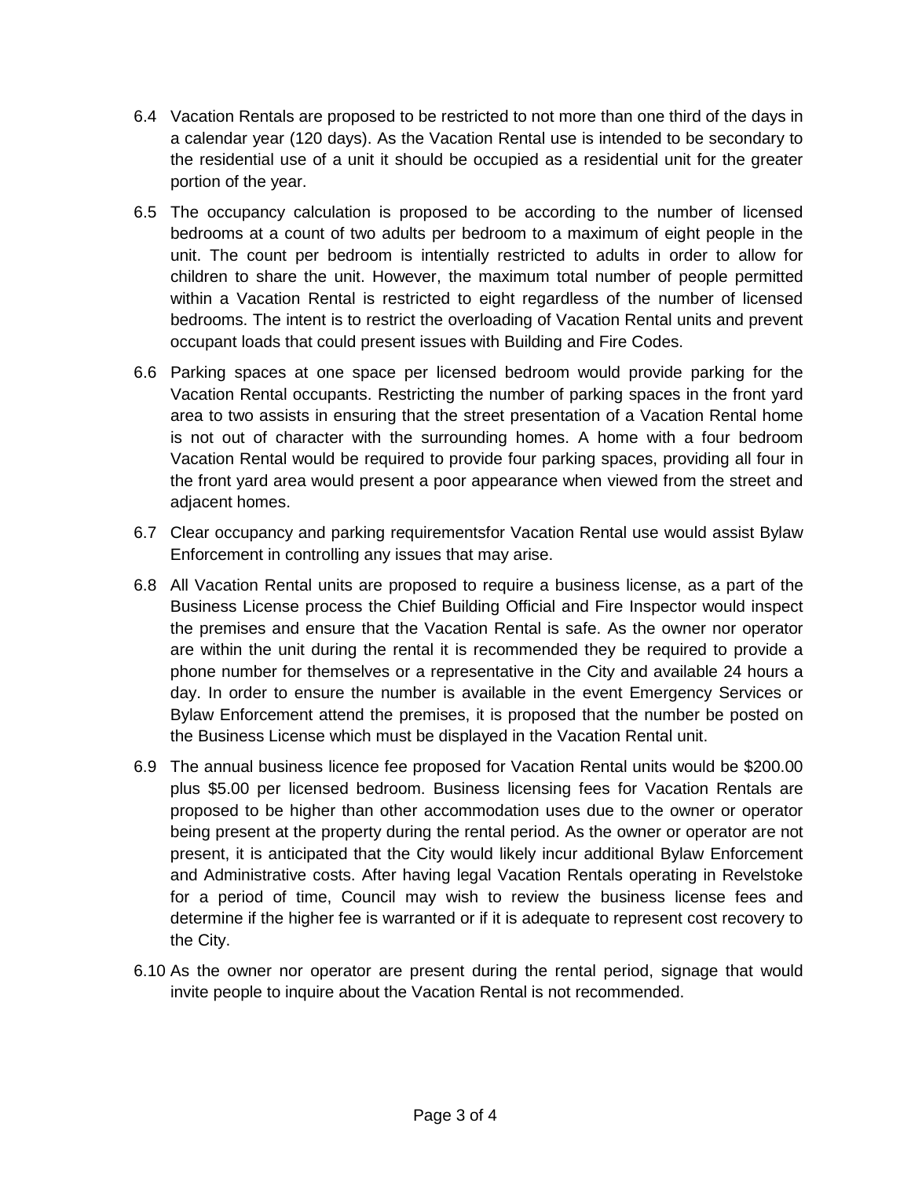6.4 Vacation Rentals are proposed to be restricted to not more than one third of the days in a calendar year (120 days). As the Vacation Rental use is intended to be secondary to the residential use of a unit it should be occupied as a residential unit for the greater portion of the year.

6.5 The occupancy calculation is proposed to be according to the number of licensed bedrooms at a count of two adults per bedroom to a maximum of eight people in the unit. The count per bedroom is intentially restricted to adults in order to allow for children to share the unit. However, the maximum total number of people permitted within a Vacation Rental is restricted to eight regardless of the number of licensed bedrooms. The intent is to restrict the overloading of Vacation Rental units and prevent occupant loads that could present issues with Building and Fire Codes.

6.6 Parking spaces at one space per licensed bedroom would provide parking for the Vacation Rental occupants. Restricting the number of parking spaces in the front yard area to two assists in ensuring that the street presentation of a Vacation Rental home is not out of character with the surrounding homes. A home with a four bedroom Vacation Rental would be required to provide four parking spaces, providing all four in the front yard area would present a poor appearance when viewed from the street and adjacent homes.

6.7 Clear occupancy and parking requirementsfor Vacation Rental use would assist Bylaw Enforcement in controlling any issues that may arise.

6.8 All Vacation Rental units are proposed to require a business license, as a part of the Business License process the Chief Building Official and Fire Inspector would inspect the premises and ensure that the Vacation Rental is safe. As the owner nor operator are within the unit during the rental it is recommended they be required to provide a phone number for themselves or a representative in the City and available 24 hours a day. In order to ensure the number is available in the event Emergency Services or Bylaw Enforcement attend the premises, it is proposed that the number be posted on the Business License which must be displayed in the Vacation Rental unit.

6.9 The annual business licence fee proposed for Vacation Rental units would be $200.00 plus $5.00 per licensed bedroom. Business licensing fees for Vacation Rentals are proposed to be higher than other accommodation uses due to the owner or operator being present at the property during the rental period. As the owner or operator are not present, it is anticipated that the City would likely incur additional Bylaw Enforcement and Administrative costs. After having legal Vacation Rentals operating in Revelstoke for a period of time, Council may wish to review the business license fees and determine if the higher fee is warranted or if it is adequate to represent cost recovery to the City.

6.10 As the owner nor operator are present during the rental period, signage that would invite people to inquire about the Vacation Rental is not recommended.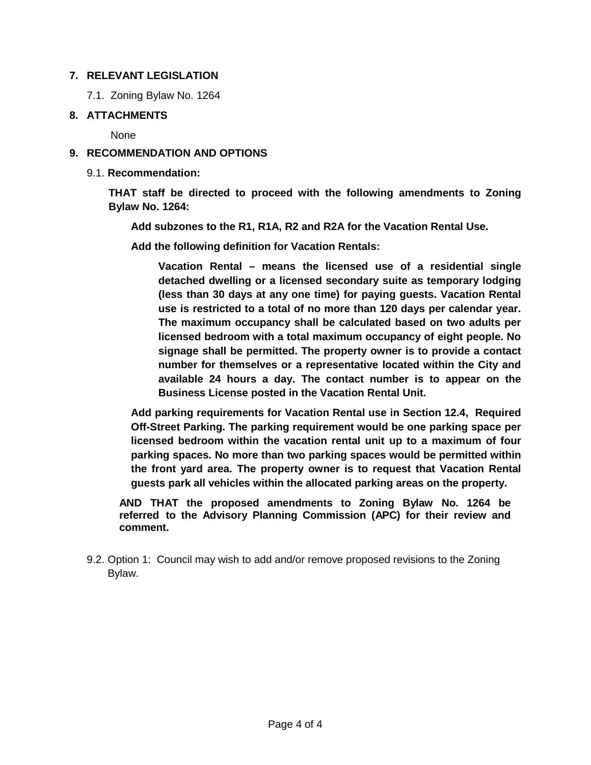## 7. RELEVANT LEGISLATION

7.1. Zoning Bylaw No. 1264

## 8. ATTACHMENTS

None

## 9. RECOMMENDATION AND OPTIONS

9.1. **Recommendation:**

**THAT staff be directed to proceed with the following amendments to Zoning Bylaw No. 1264:**

**Add subzones to the R1, R1A, R2 and R2A for the Vacation Rental Use.**

**Add the following definition for Vacation Rentals:**

**Vacation Rental – means the licensed use of a residential single detached dwelling or a licensed secondary suite as temporary lodging (less than 30 days at any one time) for paying guests. Vacation Rental use is restricted to a total of no more than 120 days per calendar year. The maximum occupancy shall be calculated based on two adults per licensed bedroom with a total maximum occupancy of eight people. No signage shall be permitted. The property owner is to provide a contact number for themselves or a representative located within the City and available 24 hours a day. The contact number is to appear on the Business License posted in the Vacation Rental Unit.**

**Add parking requirements for Vacation Rental use in Section 12.4, Required Off-Street Parking. The parking requirement would be one parking space per licensed bedroom within the vacation rental unit up to a maximum of four parking spaces. No more than two parking spaces would be permitted within the front yard area. The property owner is to request that Vacation Rental guests park all vehicles within the allocated parking areas on the property.**

**AND THAT the proposed amendments to Zoning Bylaw No. 1264 be referred to the Advisory Planning Commission (APC) for their review and comment.**

9.2. Option 1: Council may wish to add and/or remove proposed revisions to the Zoning Bylaw.